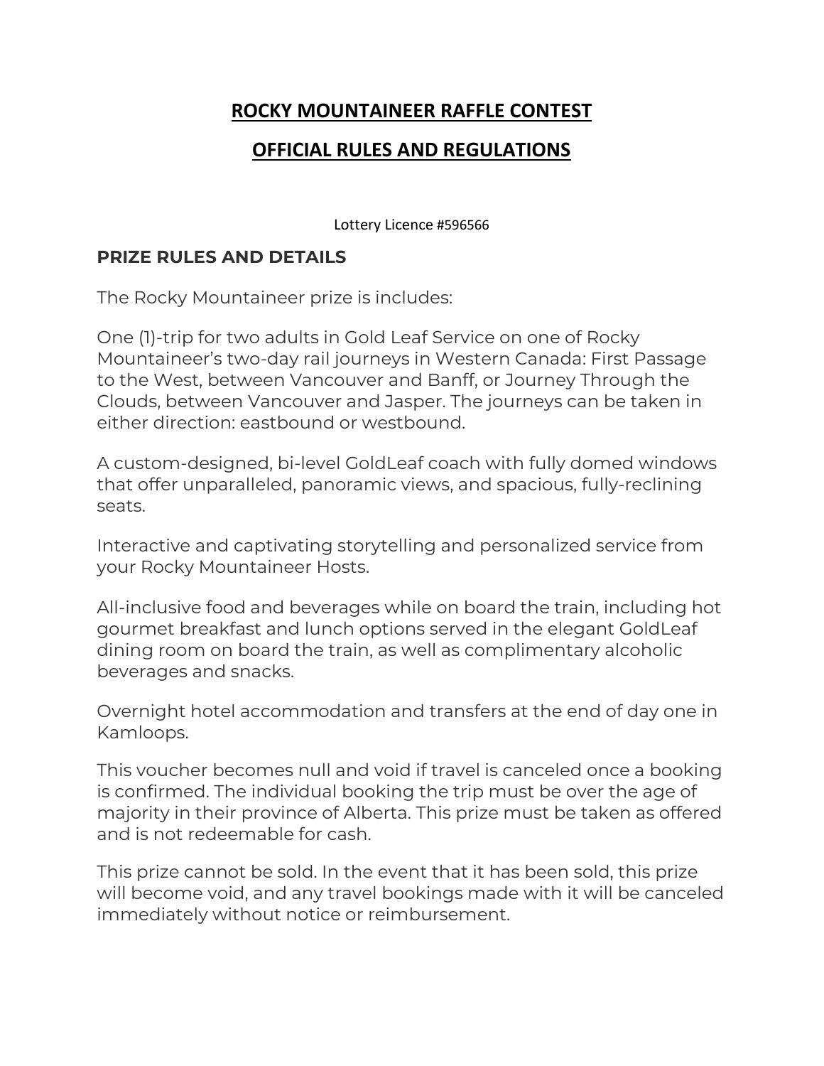# ROCKY MOUNTAINEER RAFFLE CONTEST

## OFFICIAL RULES AND REGULATIONS

Lottery Licence #596566

### PRIZE RULES AND DETAILS

The Rocky Mountaineer prize is includes:

One (1)-trip for two adults in Gold Leaf Service on one of Rocky Mountaineer's two-day rail journeys in Western Canada: First Passage to the West, between Vancouver and Banff, or Journey Through the Clouds, between Vancouver and Jasper. The journeys can be taken in either direction: eastbound or westbound.

A custom-designed, bi-level GoldLeaf coach with fully domed windows that offer unparalleled, panoramic views, and spacious, fully-reclining seats.

Interactive and captivating storytelling and personalized service from your Rocky Mountaineer Hosts.

All-inclusive food and beverages while on board the train, including hot gourmet breakfast and lunch options served in the elegant GoldLeaf dining room on board the train, as well as complimentary alcoholic beverages and snacks.

Overnight hotel accommodation and transfers at the end of day one in Kamloops.

This voucher becomes null and void if travel is canceled once a booking is confirmed. The individual booking the trip must be over the age of majority in their province of Alberta. This prize must be taken as offered and is not redeemable for cash.

This prize cannot be sold. In the event that it has been sold, this prize will become void, and any travel bookings made with it will be canceled immediately without notice or reimbursement.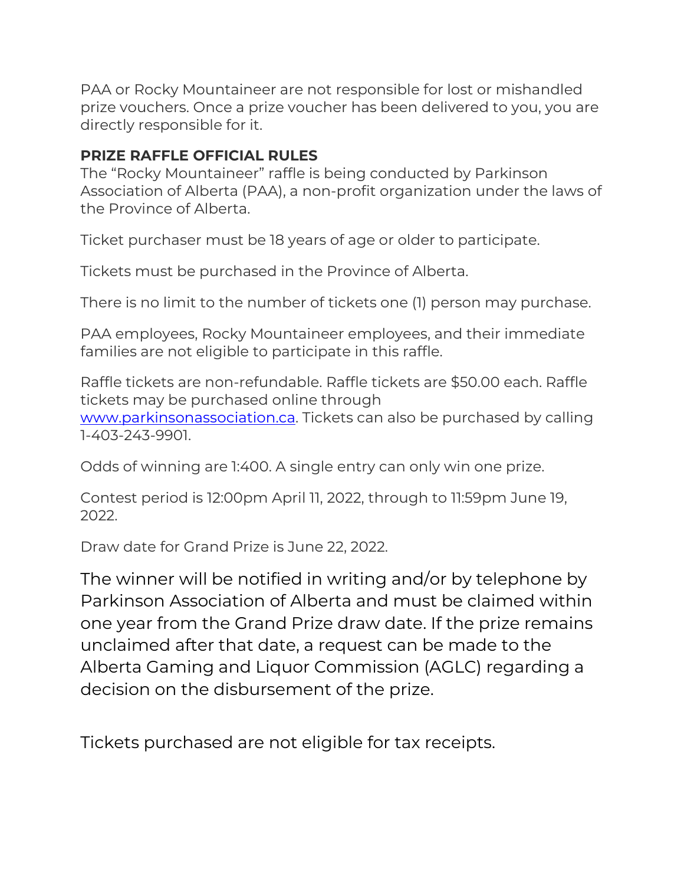PAA or Rocky Mountaineer are not responsible for lost or mishandled prize vouchers. Once a prize voucher has been delivered to you, you are directly responsible for it.

**PRIZE RAFFLE OFFICIAL RULES**

The "Rocky Mountaineer" raffle is being conducted by Parkinson Association of Alberta (PAA), a non-profit organization under the laws of the Province of Alberta.

Ticket purchaser must be 18 years of age or older to participate.

Tickets must be purchased in the Province of Alberta.

There is no limit to the number of tickets one (1) person may purchase.

PAA employees, Rocky Mountaineer employees, and their immediate families are not eligible to participate in this raffle.

Raffle tickets are non-refundable. Raffle tickets are $50.00 each. Raffle tickets may be purchased online through [www.parkinsonassociation.ca](http://www.parkinsonassociation.ca). Tickets can also be purchased by calling 1-403-243-9901.

Odds of winning are 1:400. A single entry can only win one prize.

Contest period is 12:00pm April 11, 2022, through to 11:59pm June 19, 2022.

Draw date for Grand Prize is June 22, 2022.

The winner will be notified in writing and/or by telephone by Parkinson Association of Alberta and must be claimed within one year from the Grand Prize draw date. If the prize remains unclaimed after that date, a request can be made to the Alberta Gaming and Liquor Commission (AGLC) regarding a decision on the disbursement of the prize.

Tickets purchased are not eligible for tax receipts.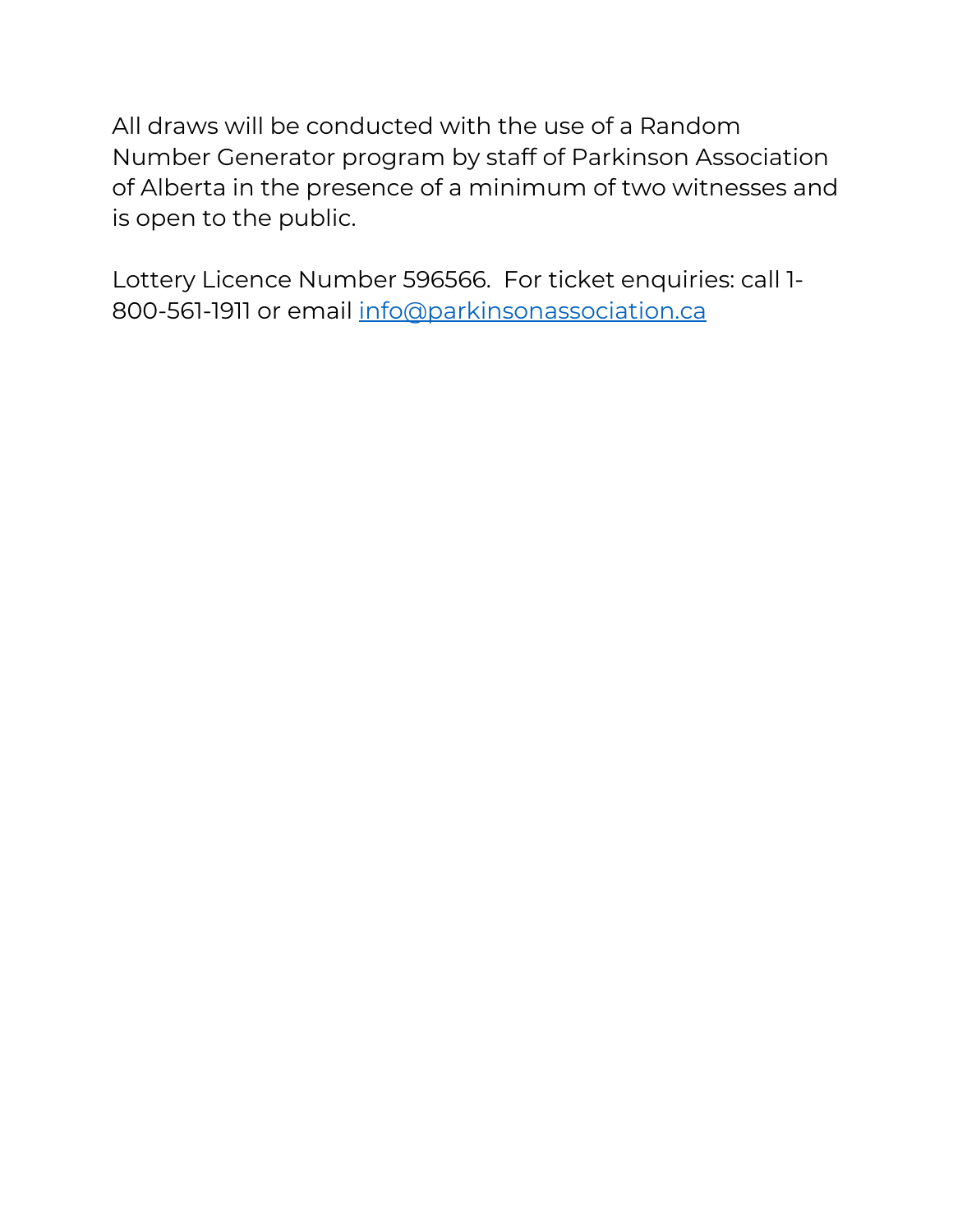All draws will be conducted with the use of a Random Number Generator program by staff of Parkinson Association of Alberta in the presence of a minimum of two witnesses and is open to the public.

Lottery Licence Number 596566. For ticket enquiries: call 1-800-561-1911 or email info@parkinsonassociation.ca